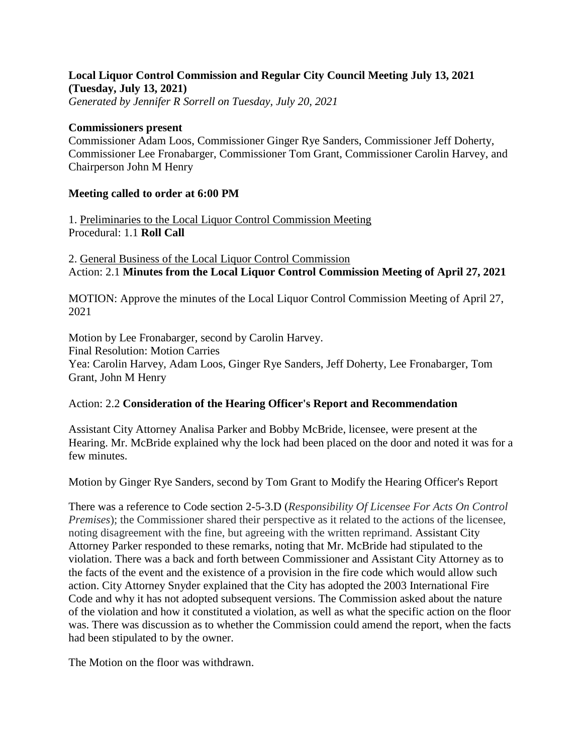**Local Liquor Control Commission and Regular City Council Meeting July 13, 2021 (Tuesday, July 13, 2021)**
*Generated by Jennifer R Sorrell on Tuesday, July 20, 2021*

**Commissioners present**
Commissioner Adam Loos, Commissioner Ginger Rye Sanders, Commissioner Jeff Doherty, Commissioner Lee Fronabarger, Commissioner Tom Grant, Commissioner Carolin Harvey, and Chairperson John M Henry

**Meeting called to order at 6:00 PM**

1. Preliminaries to the Local Liquor Control Commission Meeting
Procedural: 1.1 **Roll Call**

2. General Business of the Local Liquor Control Commission
Action: 2.1 **Minutes from the Local Liquor Control Commission Meeting of April 27, 2021**

MOTION: Approve the minutes of the Local Liquor Control Commission Meeting of April 27, 2021

Motion by Lee Fronabarger, second by Carolin Harvey.
Final Resolution: Motion Carries
Yea: Carolin Harvey, Adam Loos, Ginger Rye Sanders, Jeff Doherty, Lee Fronabarger, Tom Grant, John M Henry

Action: 2.2 **Consideration of the Hearing Officer's Report and Recommendation**

Assistant City Attorney Analisa Parker and Bobby McBride, licensee, were present at the Hearing. Mr. McBride explained why the lock had been placed on the door and noted it was for a few minutes.

Motion by Ginger Rye Sanders, second by Tom Grant to Modify the Hearing Officer's Report

There was a reference to Code section 2-5-3.D (*Responsibility Of Licensee For Acts On Control Premises*); the Commissioner shared their perspective as it related to the actions of the licensee, noting disagreement with the fine, but agreeing with the written reprimand. Assistant City Attorney Parker responded to these remarks, noting that Mr. McBride had stipulated to the violation. There was a back and forth between Commissioner and Assistant City Attorney as to the facts of the event and the existence of a provision in the fire code which would allow such action. City Attorney Snyder explained that the City has adopted the 2003 International Fire Code and why it has not adopted subsequent versions. The Commission asked about the nature of the violation and how it constituted a violation, as well as what the specific action on the floor was. There was discussion as to whether the Commission could amend the report, when the facts had been stipulated to by the owner.

The Motion on the floor was withdrawn.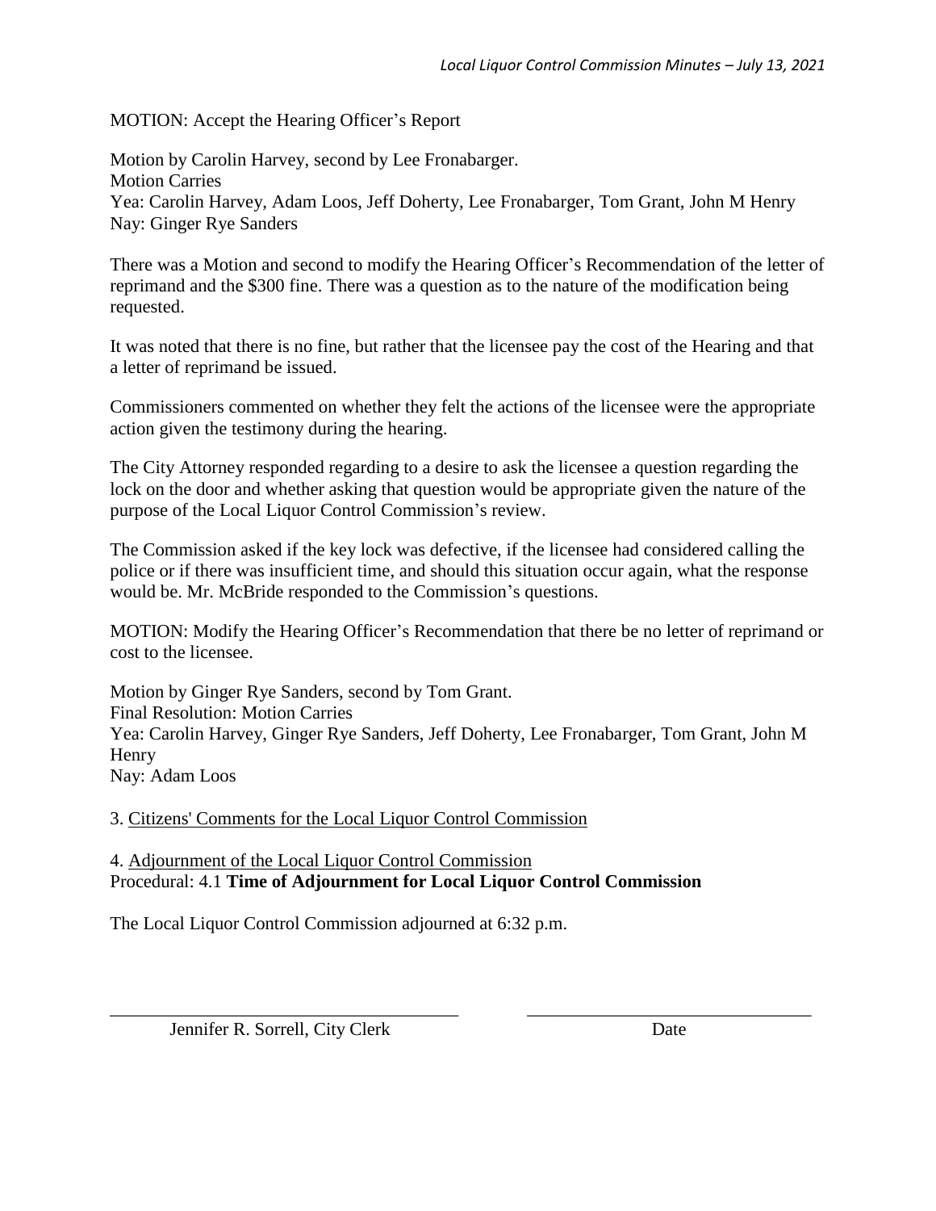MOTION: Accept the Hearing Officer's Report

Motion by Carolin Harvey, second by Lee Fronabarger.
Motion Carries
Yea: Carolin Harvey, Adam Loos, Jeff Doherty, Lee Fronabarger, Tom Grant, John M Henry
Nay: Ginger Rye Sanders

There was a Motion and second to modify the Hearing Officer's Recommendation of the letter of reprimand and the $300 fine. There was a question as to the nature of the modification being requested.

It was noted that there is no fine, but rather that the licensee pay the cost of the Hearing and that a letter of reprimand be issued.

Commissioners commented on whether they felt the actions of the licensee were the appropriate action given the testimony during the hearing.

The City Attorney responded regarding to a desire to ask the licensee a question regarding the lock on the door and whether asking that question would be appropriate given the nature of the purpose of the Local Liquor Control Commission's review.

The Commission asked if the key lock was defective, if the licensee had considered calling the police or if there was insufficient time, and should this situation occur again, what the response would be. Mr. McBride responded to the Commission's questions.

MOTION: Modify the Hearing Officer's Recommendation that there be no letter of reprimand or cost to the licensee.

Motion by Ginger Rye Sanders, second by Tom Grant.
Final Resolution: Motion Carries
Yea: Carolin Harvey, Ginger Rye Sanders, Jeff Doherty, Lee Fronabarger, Tom Grant, John M Henry
Nay: Adam Loos

3. Citizens' Comments for the Local Liquor Control Commission

4. Adjournment of the Local Liquor Control Commission
Procedural: 4.1 **Time of Adjournment for Local Liquor Control Commission**

The Local Liquor Control Commission adjourned at 6:32 p.m.

\_\_\_\_\_\_\_\_\_\_\_\_\_\_\_\_\_\_\_\_\_\_\_\_\_\_\_\_\_\_\_\_\_\_\_\_\_\_ \_\_\_\_\_\_\_\_\_\_\_\_\_\_\_\_\_\_\_\_\_\_\_\_\_\_\_\_\_\_\_\_

Jennifer R. Sorrell, City Clerk Date